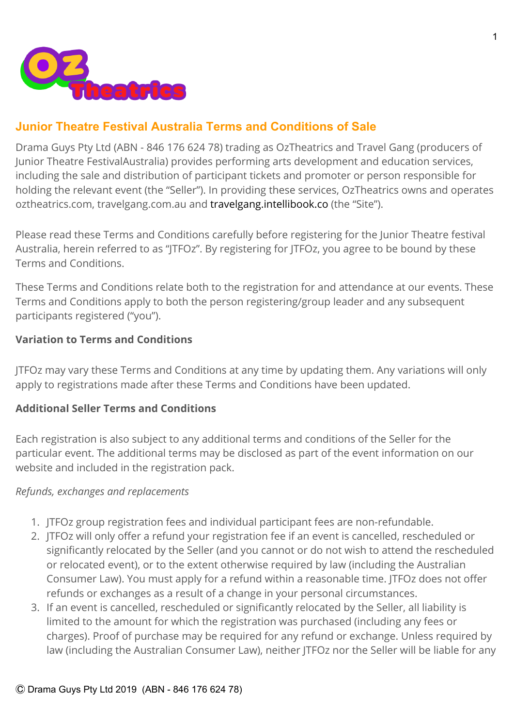## Junior Theatre Festival Australia Terms and Conditions of Sale

Drama Guys Pty Ltd (ABN - 846 176 624 78) trading as OzTheatrics and Travel Gang (producers of Junior Theatre FestivalAustralia) provides performing arts development and education services, including the sale and distribution of participant tickets and promoter or person responsible for holding the relevant event (the "Seller"). In providing these services, OzTheatrics owns and operates oztheatrics.com, travelgang.com.au and travelgang.intellibook.co (the "Site").

Please read these Terms and Conditions carefully before registering for the Junior Theatre festival Australia, herein referred to as "JTFOz". By registering for JTFOz, you agree to be bound by these Terms and Conditions.

These Terms and Conditions relate both to the registration for and attendance at our events. These Terms and Conditions apply to both the person registering/group leader and any subsequent participants registered ("you").

**Variation to Terms and Conditions**

JTFOz may vary these Terms and Conditions at any time by updating them. Any variations will only apply to registrations made after these Terms and Conditions have been updated.

**Additional Seller Terms and Conditions**

Each registration is also subject to any additional terms and conditions of the Seller for the particular event. The additional terms may be disclosed as part of the event information on our website and included in the registration pack.

*Refunds, exchanges and replacements*

1. JTFOz group registration fees and individual participant fees are non-refundable.
2. JTFOz will only offer a refund your registration fee if an event is cancelled, rescheduled or significantly relocated by the Seller (and you cannot or do not wish to attend the rescheduled or relocated event), or to the extent otherwise required by law (including the Australian Consumer Law). You must apply for a refund within a reasonable time. JTFOz does not offer refunds or exchanges as a result of a change in your personal circumstances.
3. If an event is cancelled, rescheduled or significantly relocated by the Seller, all liability is limited to the amount for which the registration was purchased (including any fees or charges). Proof of purchase may be required for any refund or exchange. Unless required by law (including the Australian Consumer Law), neither JTFOz nor the Seller will be liable for any

Ⓒ Drama Guys Pty Ltd 2019 (ABN - 846 176 624 78)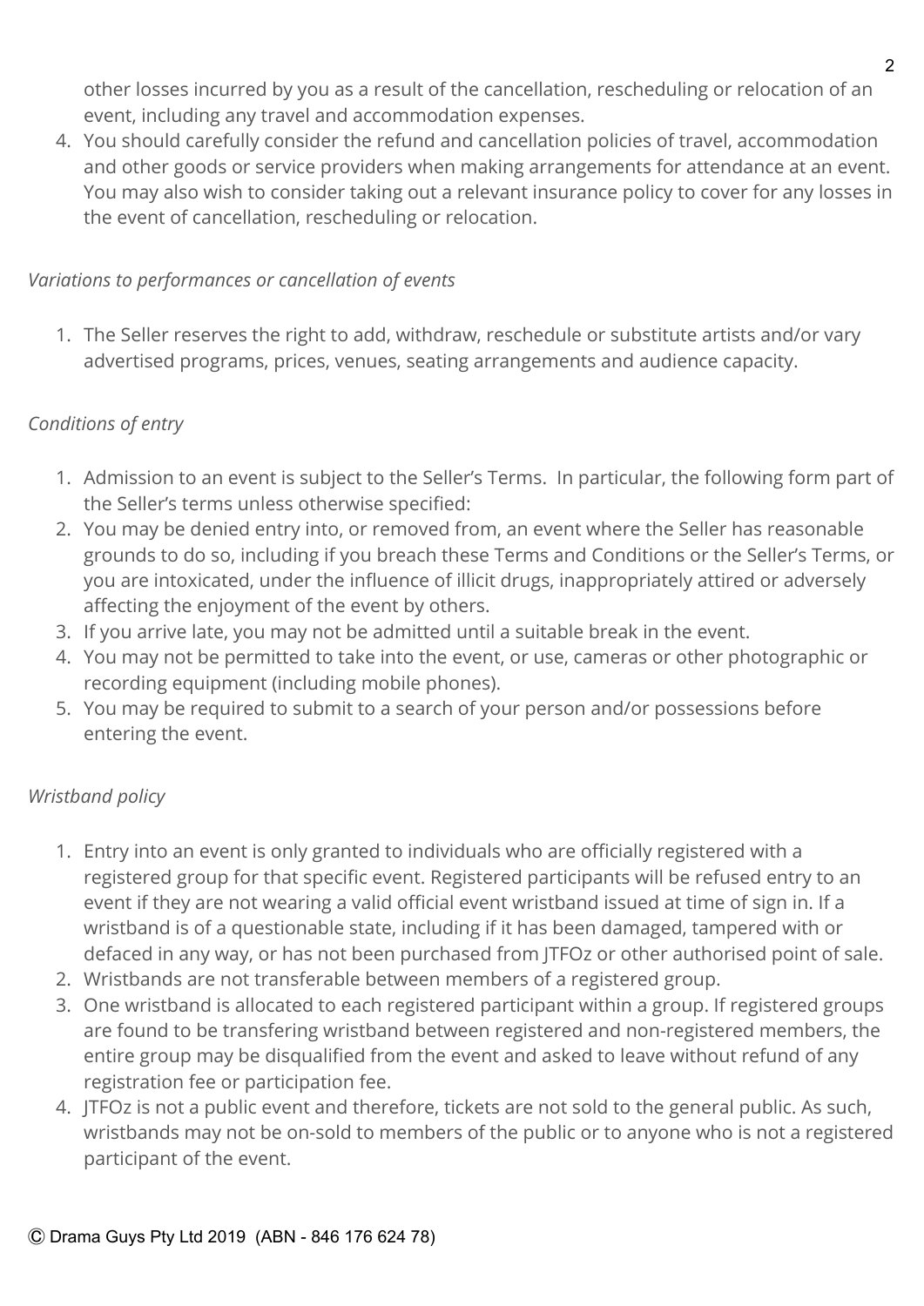other losses incurred by you as a result of the cancellation, rescheduling or relocation of an event, including any travel and accommodation expenses.

4. You should carefully consider the refund and cancellation policies of travel, accommodation and other goods or service providers when making arrangements for attendance at an event. You may also wish to consider taking out a relevant insurance policy to cover for any losses in the event of cancellation, rescheduling or relocation.

*Variations to performances or cancellation of events*

1. The Seller reserves the right to add, withdraw, reschedule or substitute artists and/or vary advertised programs, prices, venues, seating arrangements and audience capacity.

*Conditions of entry*

1. Admission to an event is subject to the Seller's Terms. In particular, the following form part of the Seller's terms unless otherwise specified:
2. You may be denied entry into, or removed from, an event where the Seller has reasonable grounds to do so, including if you breach these Terms and Conditions or the Seller's Terms, or you are intoxicated, under the influence of illicit drugs, inappropriately attired or adversely affecting the enjoyment of the event by others.
3. If you arrive late, you may not be admitted until a suitable break in the event.
4. You may not be permitted to take into the event, or use, cameras or other photographic or recording equipment (including mobile phones).
5. You may be required to submit to a search of your person and/or possessions before entering the event.

*Wristband policy*

1. Entry into an event is only granted to individuals who are officially registered with a registered group for that specific event. Registered participants will be refused entry to an event if they are not wearing a valid official event wristband issued at time of sign in. If a wristband is of a questionable state, including if it has been damaged, tampered with or defaced in any way, or has not been purchased from JTFOz or other authorised point of sale.
2. Wristbands are not transferable between members of a registered group.
3. One wristband is allocated to each registered participant within a group. If registered groups are found to be transfering wristband between registered and non-registered members, the entire group may be disqualified from the event and asked to leave without refund of any registration fee or participation fee.
4. JTFOz is not a public event and therefore, tickets are not sold to the general public. As such, wristbands may not be on-sold to members of the public or to anyone who is not a registered participant of the event.

Ⓒ Drama Guys Pty Ltd 2019 (ABN - 846 176 624 78)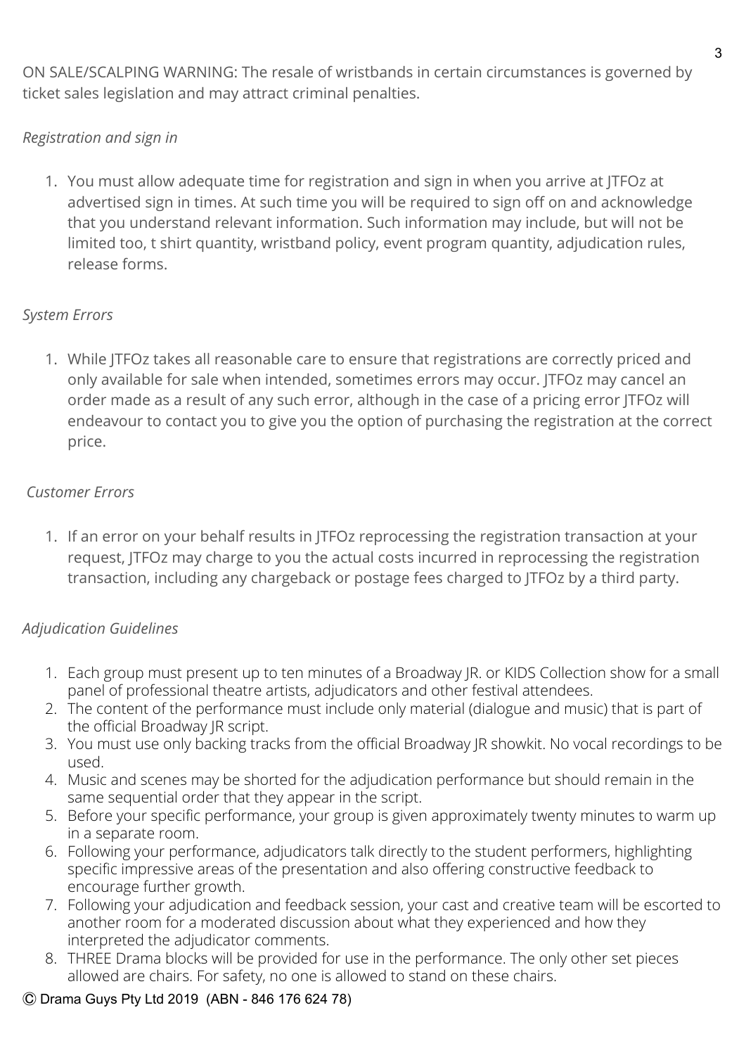ON SALE/SCALPING WARNING: The resale of wristbands in certain circumstances is governed by ticket sales legislation and may attract criminal penalties.

*Registration and sign in*

1. You must allow adequate time for registration and sign in when you arrive at JTFOz at advertised sign in times. At such time you will be required to sign off on and acknowledge that you understand relevant information. Such information may include, but will not be limited too, t shirt quantity, wristband policy, event program quantity, adjudication rules, release forms.

*System Errors*

1. While JTFOz takes all reasonable care to ensure that registrations are correctly priced and only available for sale when intended, sometimes errors may occur. JTFOz may cancel an order made as a result of any such error, although in the case of a pricing error JTFOz will endeavour to contact you to give you the option of purchasing the registration at the correct price.

*Customer Errors*

1. If an error on your behalf results in JTFOz reprocessing the registration transaction at your request, JTFOz may charge to you the actual costs incurred in reprocessing the registration transaction, including any chargeback or postage fees charged to JTFOz by a third party.

*Adjudication Guidelines*

1. Each group must present up to ten minutes of a Broadway JR. or KIDS Collection show for a small panel of professional theatre artists, adjudicators and other festival attendees.
2. The content of the performance must include only material (dialogue and music) that is part of the official Broadway JR script.
3. You must use only backing tracks from the official Broadway JR showkit. No vocal recordings to be used.
4. Music and scenes may be shorted for the adjudication performance but should remain in the same sequential order that they appear in the script.
5. Before your specific performance, your group is given approximately twenty minutes to warm up in a separate room.
6. Following your performance, adjudicators talk directly to the student performers, highlighting specific impressive areas of the presentation and also offering constructive feedback to encourage further growth.
7. Following your adjudication and feedback session, your cast and creative team will be escorted to another room for a moderated discussion about what they experienced and how they interpreted the adjudicator comments.
8. THREE Drama blocks will be provided for use in the performance. The only other set pieces allowed are chairs. For safety, no one is allowed to stand on these chairs.

Ⓒ Drama Guys Pty Ltd 2019 (ABN - 846 176 624 78)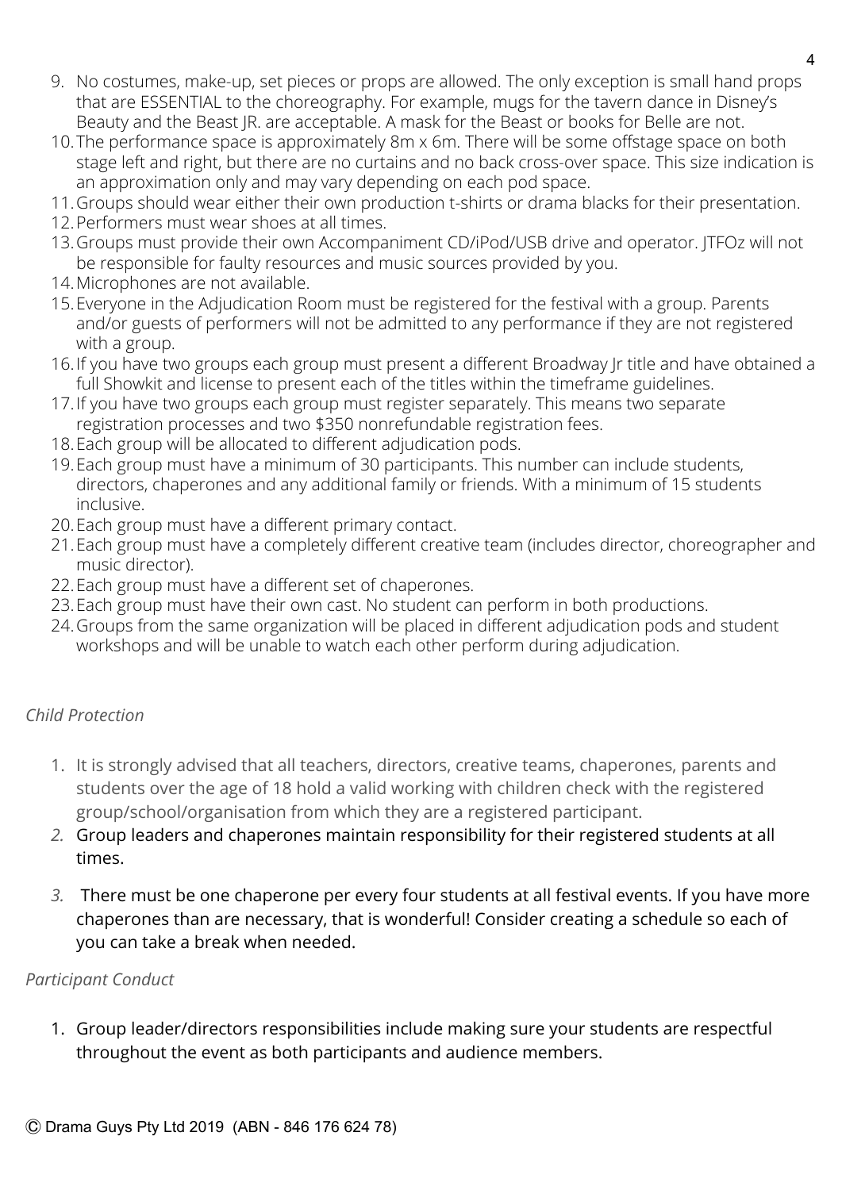9. No costumes, make-up, set pieces or props are allowed. The only exception is small hand props that are ESSENTIAL to the choreography. For example, mugs for the tavern dance in Disney's Beauty and the Beast JR. are acceptable. A mask for the Beast or books for Belle are not.
10. The performance space is approximately 8m x 6m. There will be some offstage space on both stage left and right, but there are no curtains and no back cross-over space. This size indication is an approximation only and may vary depending on each pod space.
11. Groups should wear either their own production t-shirts or drama blacks for their presentation.
12. Performers must wear shoes at all times.
13. Groups must provide their own Accompaniment CD/iPod/USB drive and operator. JTFOz will not be responsible for faulty resources and music sources provided by you.
14. Microphones are not available.
15. Everyone in the Adjudication Room must be registered for the festival with a group. Parents and/or guests of performers will not be admitted to any performance if they are not registered with a group.
16. If you have two groups each group must present a different Broadway Jr title and have obtained a full Showkit and license to present each of the titles within the timeframe guidelines.
17. If you have two groups each group must register separately. This means two separate registration processes and two $350 nonrefundable registration fees.
18. Each group will be allocated to different adjudication pods.
19. Each group must have a minimum of 30 participants. This number can include students, directors, chaperones and any additional family or friends. With a minimum of 15 students inclusive.
20. Each group must have a different primary contact.
21. Each group must have a completely different creative team (includes director, choreographer and music director).
22. Each group must have a different set of chaperones.
23. Each group must have their own cast. No student can perform in both productions.
24. Groups from the same organization will be placed in different adjudication pods and student workshops and will be unable to watch each other perform during adjudication.

*Child Protection*

1. It is strongly advised that all teachers, directors, creative teams, chaperones, parents and students over the age of 18 hold a valid working with children check with the registered group/school/organisation from which they are a registered participant.
2. Group leaders and chaperones maintain responsibility for their registered students at all times.
3. There must be one chaperone per every four students at all festival events. If you have more chaperones than are necessary, that is wonderful! Consider creating a schedule so each of you can take a break when needed.

*Participant Conduct*

1. Group leader/directors responsibilities include making sure your students are respectful throughout the event as both participants and audience members.

Ⓒ Drama Guys Pty Ltd 2019 (ABN - 846 176 624 78)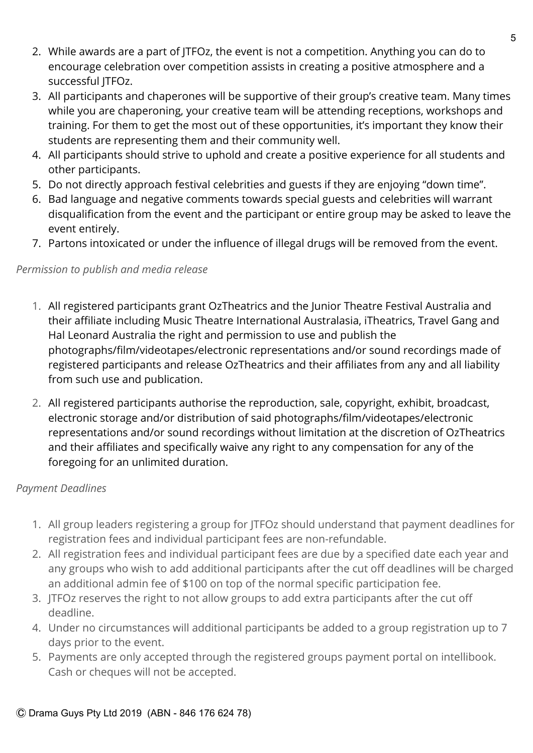2. While awards are a part of JTFOz, the event is not a competition. Anything you can do to encourage celebration over competition assists in creating a positive atmosphere and a successful JTFOz.
3. All participants and chaperones will be supportive of their group's creative team. Many times while you are chaperoning, your creative team will be attending receptions, workshops and training. For them to get the most out of these opportunities, it's important they know their students are representing them and their community well.
4. All participants should strive to uphold and create a positive experience for all students and other participants.
5. Do not directly approach festival celebrities and guests if they are enjoying "down time".
6. Bad language and negative comments towards special guests and celebrities will warrant disqualification from the event and the participant or entire group may be asked to leave the event entirely.
7. Partons intoxicated or under the influence of illegal drugs will be removed from the event.

*Permission to publish and media release*

1. All registered participants grant OzTheatrics and the Junior Theatre Festival Australia and their affiliate including Music Theatre International Australasia, iTheatrics, Travel Gang and Hal Leonard Australia the right and permission to use and publish the photographs/film/videotapes/electronic representations and/or sound recordings made of registered participants and release OzTheatrics and their affiliates from any and all liability from such use and publication.

2. All registered participants authorise the reproduction, sale, copyright, exhibit, broadcast, electronic storage and/or distribution of said photographs/film/videotapes/electronic representations and/or sound recordings without limitation at the discretion of OzTheatrics and their affiliates and specifically waive any right to any compensation for any of the foregoing for an unlimited duration.

*Payment Deadlines*

1. All group leaders registering a group for JTFOz should understand that payment deadlines for registration fees and individual participant fees are non-refundable.
2. All registration fees and individual participant fees are due by a specified date each year and any groups who wish to add additional participants after the cut off deadlines will be charged an additional admin fee of $100 on top of the normal specific participation fee.
3. JTFOz reserves the right to not allow groups to add extra participants after the cut off deadline.
4. Under no circumstances will additional participants be added to a group registration up to 7 days prior to the event.
5. Payments are only accepted through the registered groups payment portal on intellibook. Cash or cheques will not be accepted.

Ⓒ Drama Guys Pty Ltd 2019 (ABN - 846 176 624 78)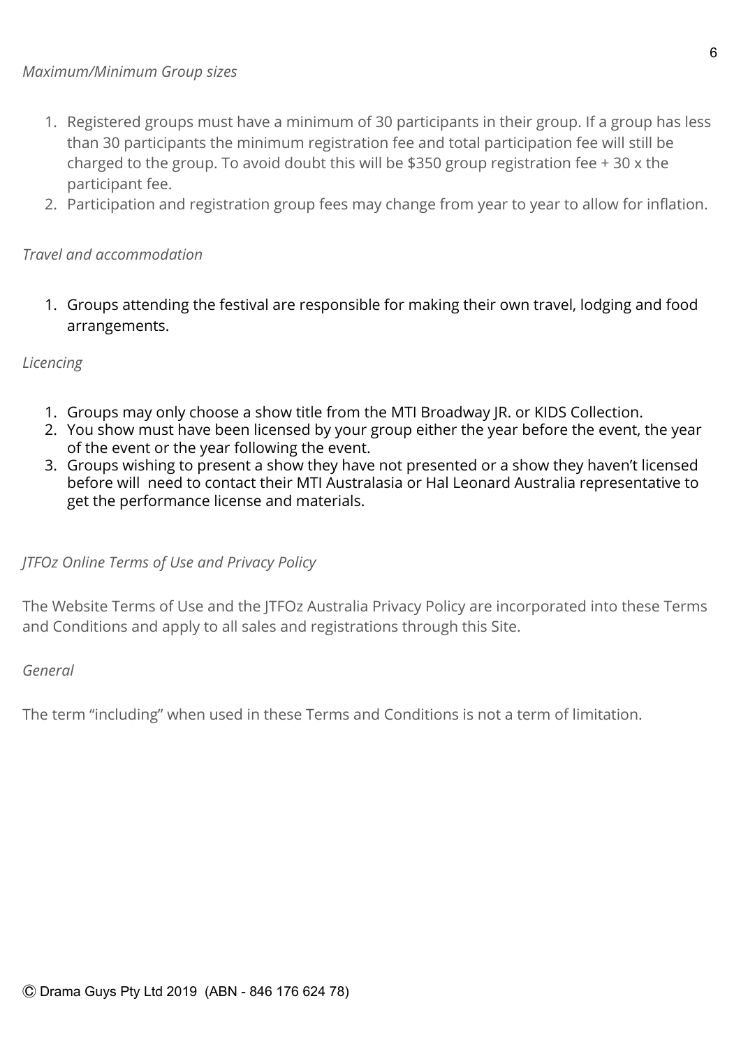*Maximum/Minimum Group sizes*

1. Registered groups must have a minimum of 30 participants in their group. If a group has less than 30 participants the minimum registration fee and total participation fee will still be charged to the group. To avoid doubt this will be $350 group registration fee + 30 x the participant fee.
2. Participation and registration group fees may change from year to year to allow for inflation.

*Travel and accommodation*

1. Groups attending the festival are responsible for making their own travel, lodging and food arrangements.

*Licencing*

1. Groups may only choose a show title from the MTI Broadway JR. or KIDS Collection.
2. You show must have been licensed by your group either the year before the event, the year of the event or the year following the event.
3. Groups wishing to present a show they have not presented or a show they haven't licensed before will need to contact their MTI Australasia or Hal Leonard Australia representative to get the performance license and materials.

*JTFOz Online Terms of Use and Privacy Policy*

The Website Terms of Use and the JTFOz Australia Privacy Policy are incorporated into these Terms and Conditions and apply to all sales and registrations through this Site.

*General*

The term "including" when used in these Terms and Conditions is not a term of limitation.

© Drama Guys Pty Ltd 2019 (ABN - 846 176 624 78)